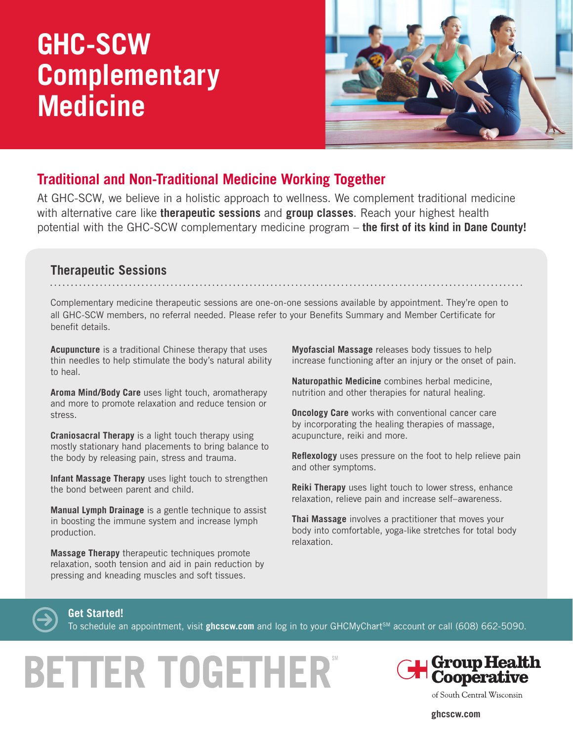# GHC-SCW Complementary Medicine

## Traditional and Non-Traditional Medicine Working Together

At GHC-SCW, we believe in a holistic approach to wellness. We complement traditional medicine with alternative care like **therapeutic sessions** and **group classes**. Reach your highest health potential with the GHC-SCW complementary medicine program – **the first of its kind in Dane County!**

### Therapeutic Sessions

Complementary medicine therapeutic sessions are one-on-one sessions available by appointment. They're open to all GHC-SCW members, no referral needed. Please refer to your Benefits Summary and Member Certificate for benefit details.

**Acupuncture** is a traditional Chinese therapy that uses thin needles to help stimulate the body's natural ability to heal.

**Aroma Mind/Body Care** uses light touch, aromatherapy and more to promote relaxation and reduce tension or stress.

**Craniosacral Therapy** is a light touch therapy using mostly stationary hand placements to bring balance to the body by releasing pain, stress and trauma.

**Infant Massage Therapy** uses light touch to strengthen the bond between parent and child.

**Manual Lymph Drainage** is a gentle technique to assist in boosting the immune system and increase lymph production.

**Massage Therapy** therapeutic techniques promote relaxation, sooth tension and aid in pain reduction by pressing and kneading muscles and soft tissues.

**Myofascial Massage** releases body tissues to help increase functioning after an injury or the onset of pain.

**Naturopathic Medicine** combines herbal medicine, nutrition and other therapies for natural healing.

**Oncology Care** works with conventional cancer care by incorporating the healing therapies of massage, acupuncture, reiki and more.

**Reflexology** uses pressure on the foot to help relieve pain and other symptoms.

**Reiki Therapy** uses light touch to lower stress, enhance relaxation, relieve pain and increase self–awareness.

**Thai Massage** involves a practitioner that moves your body into comfortable, yoga-like stretches for total body relaxation.

**Get Started!**
To schedule an appointment, visit **ghcscw.com** and log in to your GHCMyChart℠ account or call (608) 662-5090.

BETTER TOGETHER℠

Group Health Cooperative of South Central Wisconsin

ghcscw.com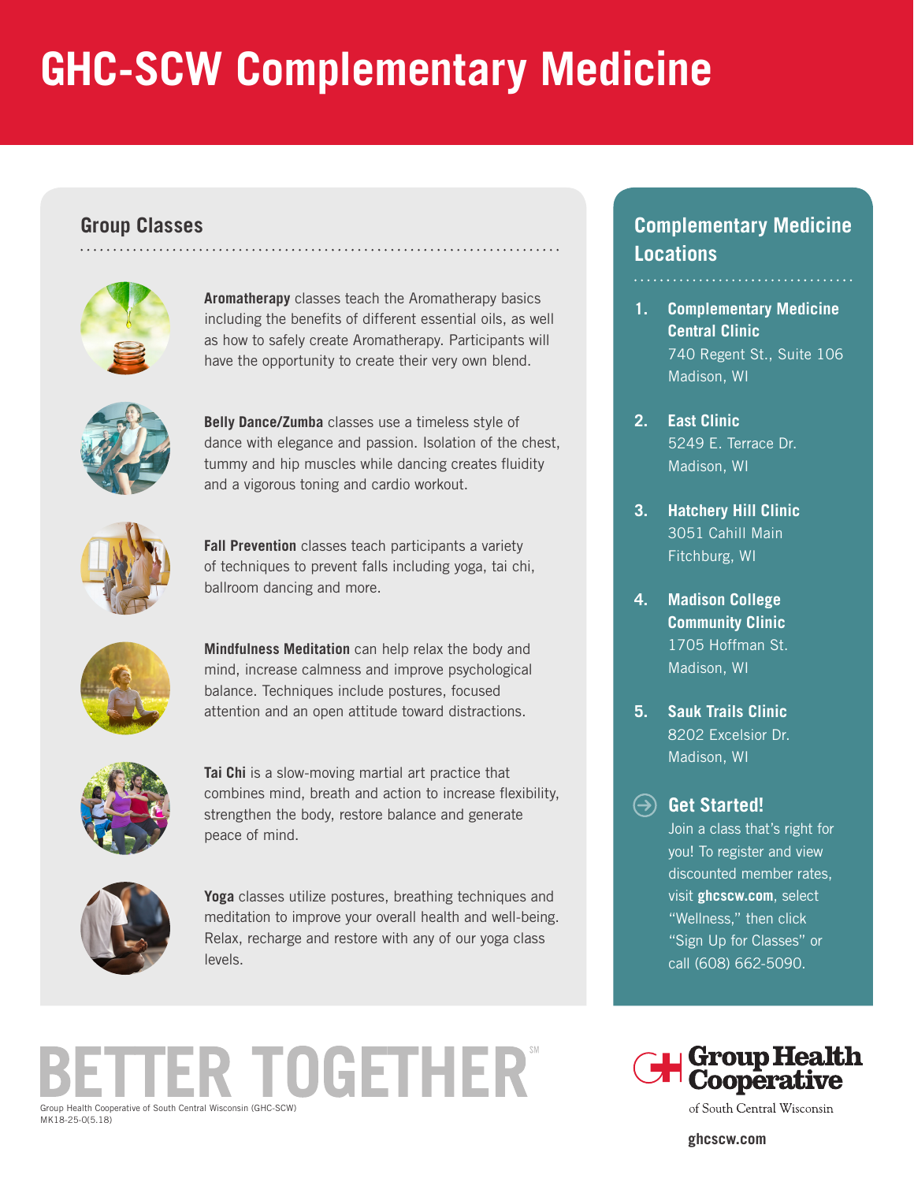# GHC-SCW Complementary Medicine

## Group Classes

**Aromatherapy** classes teach the Aromatherapy basics including the benefits of different essential oils, as well as how to safely create Aromatherapy. Participants will have the opportunity to create their very own blend.

**Belly Dance/Zumba** classes use a timeless style of dance with elegance and passion. Isolation of the chest, tummy and hip muscles while dancing creates fluidity and a vigorous toning and cardio workout.

**Fall Prevention** classes teach participants a variety of techniques to prevent falls including yoga, tai chi, ballroom dancing and more.

**Mindfulness Meditation** can help relax the body and mind, increase calmness and improve psychological balance. Techniques include postures, focused attention and an open attitude toward distractions.

**Tai Chi** is a slow-moving martial art practice that combines mind, breath and action to increase flexibility, strengthen the body, restore balance and generate peace of mind.

**Yoga** classes utilize postures, breathing techniques and meditation to improve your overall health and well-being. Relax, recharge and restore with any of our yoga class levels.

## Complementary Medicine Locations

1. **Complementary Medicine Central Clinic**
   740 Regent St., Suite 106
   Madison, WI
2. **East Clinic**
   5249 E. Terrace Dr.
   Madison, WI
3. **Hatchery Hill Clinic**
   3051 Cahill Main
   Fitchburg, WI
4. **Madison College Community Clinic**
   1705 Hoffman St.
   Madison, WI
5. **Sauk Trails Clinic**
   8202 Excelsior Dr.
   Madison, WI

### Get Started!

Join a class that's right for you! To register and view discounted member rates, visit **ghcscw.com**, select "Wellness," then click "Sign Up for Classes" or call (608) 662-5090.

BETTER TOGETHER℠

Group Health Cooperative of South Central Wisconsin (GHC-SCW)
MK18-25-0(5.18)

Group Health Cooperative of South Central Wisconsin

ghcscw.com